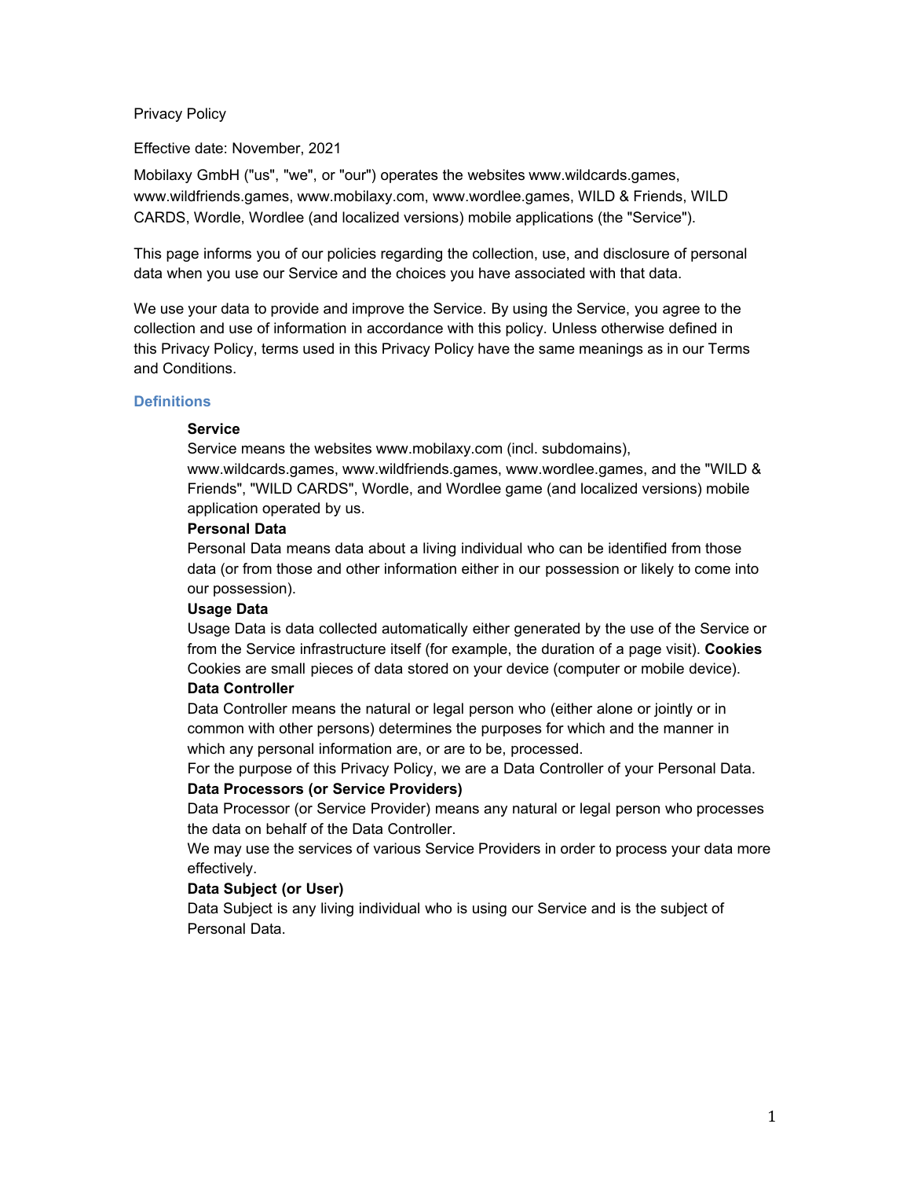Privacy Policy

Effective date: November, 2021

Mobilaxy GmbH ("us", "we", or "our") operates the websites www.wildcards.games, www.wildfriends.games, www.mobilaxy.com, www.wordlee.games, WILD & Friends, WILD CARDS, Wordle, Wordlee (and localized versions) mobile applications (the "Service").

This page informs you of our policies regarding the collection, use, and disclosure of personal data when you use our Service and the choices you have associated with that data.

We use your data to provide and improve the Service. By using the Service, you agree to the collection and use of information in accordance with this policy. Unless otherwise defined in this Privacy Policy, terms used in this Privacy Policy have the same meanings as in our Terms and Conditions.

## Definitions

**Service**
Service means the websites www.mobilaxy.com (incl. subdomains), www.wildcards.games, www.wildfriends.games, www.wordlee.games, and the "WILD & Friends", "WILD CARDS", Wordle, and Wordlee game (and localized versions) mobile application operated by us.

**Personal Data**
Personal Data means data about a living individual who can be identified from those data (or from those and other information either in our possession or likely to come into our possession).

**Usage Data**
Usage Data is data collected automatically either generated by the use of the Service or from the Service infrastructure itself (for example, the duration of a page visit).

**Cookies**
Cookies are small pieces of data stored on your device (computer or mobile device).

**Data Controller**
Data Controller means the natural or legal person who (either alone or jointly or in common with other persons) determines the purposes for which and the manner in which any personal information are, or are to be, processed.
For the purpose of this Privacy Policy, we are a Data Controller of your Personal Data.

**Data Processors (or Service Providers)**
Data Processor (or Service Provider) means any natural or legal person who processes the data on behalf of the Data Controller.
We may use the services of various Service Providers in order to process your data more effectively.

**Data Subject (or User)**
Data Subject is any living individual who is using our Service and is the subject of Personal Data.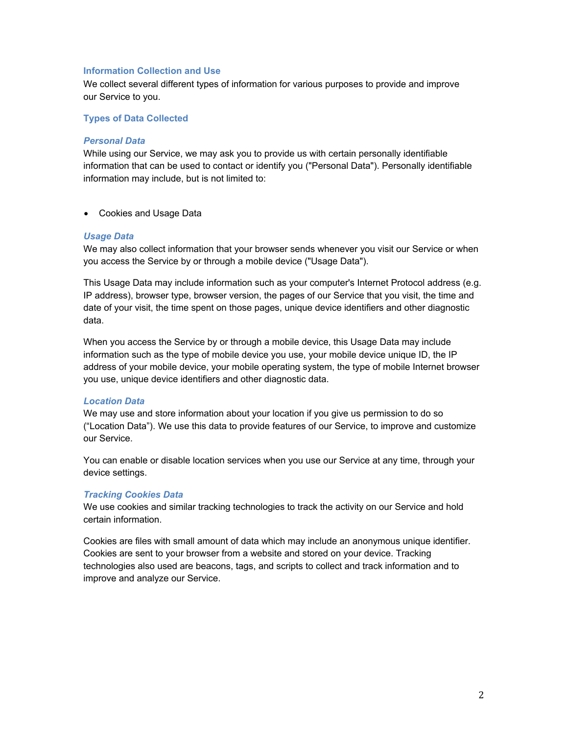## Information Collection and Use

We collect several different types of information for various purposes to provide and improve our Service to you.

### Types of Data Collected

#### *Personal Data*

While using our Service, we may ask you to provide us with certain personally identifiable information that can be used to contact or identify you ("Personal Data"). Personally identifiable information may include, but is not limited to:

- Cookies and Usage Data

#### *Usage Data*

We may also collect information that your browser sends whenever you visit our Service or when you access the Service by or through a mobile device ("Usage Data").

This Usage Data may include information such as your computer's Internet Protocol address (e.g. IP address), browser type, browser version, the pages of our Service that you visit, the time and date of your visit, the time spent on those pages, unique device identifiers and other diagnostic data.

When you access the Service by or through a mobile device, this Usage Data may include information such as the type of mobile device you use, your mobile device unique ID, the IP address of your mobile device, your mobile operating system, the type of mobile Internet browser you use, unique device identifiers and other diagnostic data.

#### *Location Data*

We may use and store information about your location if you give us permission to do so (“Location Data”). We use this data to provide features of our Service, to improve and customize our Service.

You can enable or disable location services when you use our Service at any time, through your device settings.

#### *Tracking Cookies Data*

We use cookies and similar tracking technologies to track the activity on our Service and hold certain information.

Cookies are files with small amount of data which may include an anonymous unique identifier. Cookies are sent to your browser from a website and stored on your device. Tracking technologies also used are beacons, tags, and scripts to collect and track information and to improve and analyze our Service.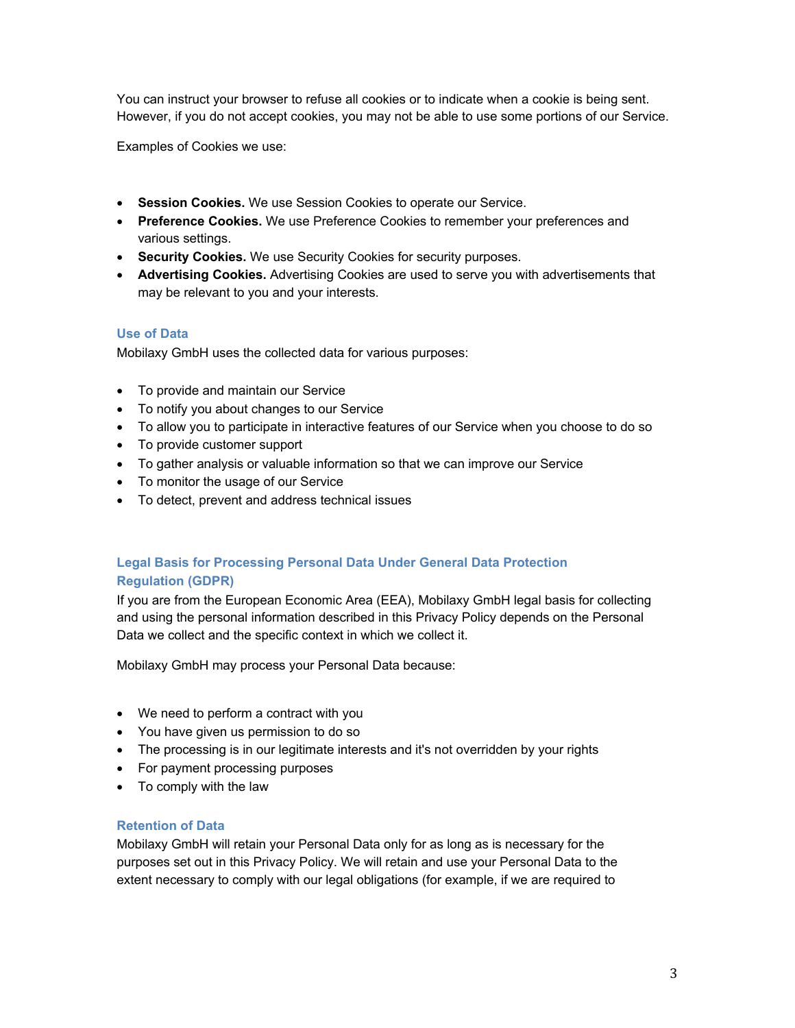You can instruct your browser to refuse all cookies or to indicate when a cookie is being sent. However, if you do not accept cookies, you may not be able to use some portions of our Service.

Examples of Cookies we use:

- **Session Cookies.** We use Session Cookies to operate our Service.
- **Preference Cookies.** We use Preference Cookies to remember your preferences and various settings.
- **Security Cookies.** We use Security Cookies for security purposes.
- **Advertising Cookies.** Advertising Cookies are used to serve you with advertisements that may be relevant to you and your interests.

## Use of Data

Mobilaxy GmbH uses the collected data for various purposes:

- To provide and maintain our Service
- To notify you about changes to our Service
- To allow you to participate in interactive features of our Service when you choose to do so
- To provide customer support
- To gather analysis or valuable information so that we can improve our Service
- To monitor the usage of our Service
- To detect, prevent and address technical issues

## Legal Basis for Processing Personal Data Under General Data Protection Regulation (GDPR)

If you are from the European Economic Area (EEA), Mobilaxy GmbH legal basis for collecting and using the personal information described in this Privacy Policy depends on the Personal Data we collect and the specific context in which we collect it.

Mobilaxy GmbH may process your Personal Data because:

- We need to perform a contract with you
- You have given us permission to do so
- The processing is in our legitimate interests and it's not overridden by your rights
- For payment processing purposes
- To comply with the law

## Retention of Data

Mobilaxy GmbH will retain your Personal Data only for as long as is necessary for the purposes set out in this Privacy Policy. We will retain and use your Personal Data to the extent necessary to comply with our legal obligations (for example, if we are required to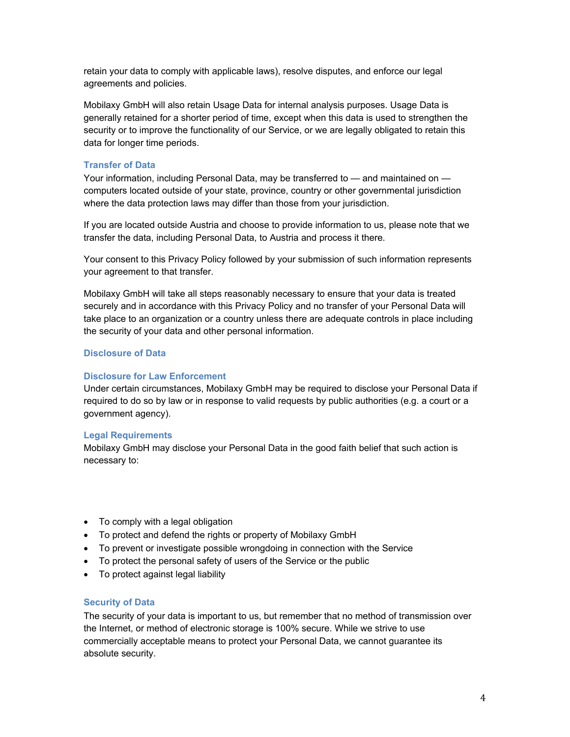retain your data to comply with applicable laws), resolve disputes, and enforce our legal agreements and policies.

Mobilaxy GmbH will also retain Usage Data for internal analysis purposes. Usage Data is generally retained for a shorter period of time, except when this data is used to strengthen the security or to improve the functionality of our Service, or we are legally obligated to retain this data for longer time periods.

### Transfer of Data

Your information, including Personal Data, may be transferred to — and maintained on — computers located outside of your state, province, country or other governmental jurisdiction where the data protection laws may differ than those from your jurisdiction.

If you are located outside Austria and choose to provide information to us, please note that we transfer the data, including Personal Data, to Austria and process it there.

Your consent to this Privacy Policy followed by your submission of such information represents your agreement to that transfer.

Mobilaxy GmbH will take all steps reasonably necessary to ensure that your data is treated securely and in accordance with this Privacy Policy and no transfer of your Personal Data will take place to an organization or a country unless there are adequate controls in place including the security of your data and other personal information.

### Disclosure of Data

### Disclosure for Law Enforcement

Under certain circumstances, Mobilaxy GmbH may be required to disclose your Personal Data if required to do so by law or in response to valid requests by public authorities (e.g. a court or a government agency).

### Legal Requirements

Mobilaxy GmbH may disclose your Personal Data in the good faith belief that such action is necessary to:

- To comply with a legal obligation
- To protect and defend the rights or property of Mobilaxy GmbH
- To prevent or investigate possible wrongdoing in connection with the Service
- To protect the personal safety of users of the Service or the public
- To protect against legal liability

### Security of Data

The security of your data is important to us, but remember that no method of transmission over the Internet, or method of electronic storage is 100% secure. While we strive to use commercially acceptable means to protect your Personal Data, we cannot guarantee its absolute security.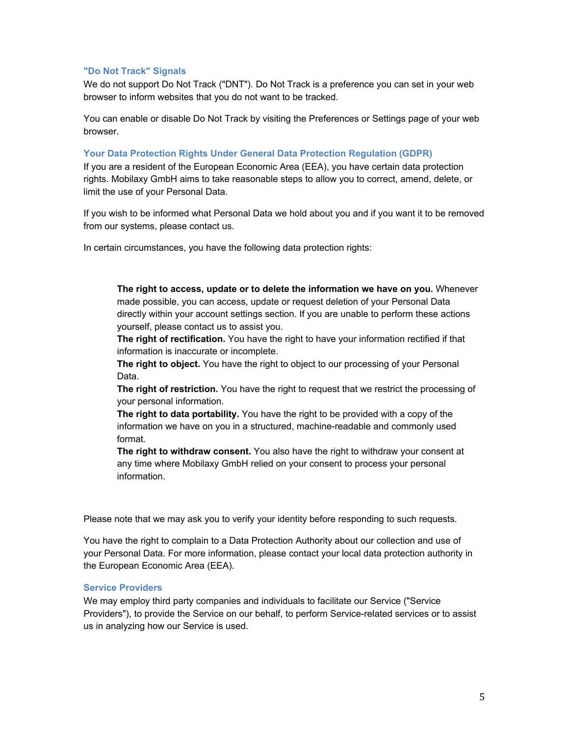### "Do Not Track" Signals

We do not support Do Not Track ("DNT"). Do Not Track is a preference you can set in your web browser to inform websites that you do not want to be tracked.

You can enable or disable Do Not Track by visiting the Preferences or Settings page of your web browser.

### Your Data Protection Rights Under General Data Protection Regulation (GDPR)

If you are a resident of the European Economic Area (EEA), you have certain data protection rights. Mobilaxy GmbH aims to take reasonable steps to allow you to correct, amend, delete, or limit the use of your Personal Data.

If you wish to be informed what Personal Data we hold about you and if you want it to be removed from our systems, please contact us.

In certain circumstances, you have the following data protection rights:

- **The right to access, update or to delete the information we have on you.** Whenever made possible, you can access, update or request deletion of your Personal Data directly within your account settings section. If you are unable to perform these actions yourself, please contact us to assist you.
- **The right of rectification.** You have the right to have your information rectified if that information is inaccurate or incomplete.
- **The right to object.** You have the right to object to our processing of your Personal Data.
- **The right of restriction.** You have the right to request that we restrict the processing of your personal information.
- **The right to data portability.** You have the right to be provided with a copy of the information we have on you in a structured, machine-readable and commonly used format.
- **The right to withdraw consent.** You also have the right to withdraw your consent at any time where Mobilaxy GmbH relied on your consent to process your personal information.

Please note that we may ask you to verify your identity before responding to such requests.

You have the right to complain to a Data Protection Authority about our collection and use of your Personal Data. For more information, please contact your local data protection authority in the European Economic Area (EEA).

### Service Providers

We may employ third party companies and individuals to facilitate our Service ("Service Providers"), to provide the Service on our behalf, to perform Service-related services or to assist us in analyzing how our Service is used.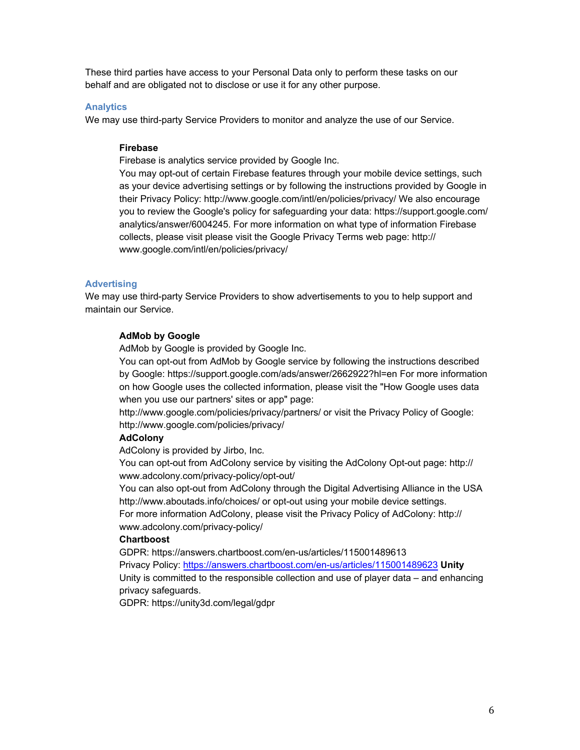These third parties have access to your Personal Data only to perform these tasks on our behalf and are obligated not to disclose or use it for any other purpose.

### Analytics

We may use third-party Service Providers to monitor and analyze the use of our Service.

**Firebase**
Firebase is analytics service provided by Google Inc.
You may opt-out of certain Firebase features through your mobile device settings, such as your device advertising settings or by following the instructions provided by Google in their Privacy Policy: http://www.google.com/intl/en/policies/privacy/ We also encourage you to review the Google's policy for safeguarding your data: https://support.google.com/analytics/answer/6004245. For more information on what type of information Firebase collects, please visit please visit the Google Privacy Terms web page: http://www.google.com/intl/en/policies/privacy/

### Advertising

We may use third-party Service Providers to show advertisements to you to help support and maintain our Service.

**AdMob by Google**
AdMob by Google is provided by Google Inc.
You can opt-out from AdMob by Google service by following the instructions described by Google: https://support.google.com/ads/answer/2662922?hl=en For more information on how Google uses the collected information, please visit the "How Google uses data when you use our partners' sites or app" page:
http://www.google.com/policies/privacy/partners/ or visit the Privacy Policy of Google: http://www.google.com/policies/privacy/

**AdColony**
AdColony is provided by Jirbo, Inc.
You can opt-out from AdColony service by visiting the AdColony Opt-out page: http://www.adcolony.com/privacy-policy/opt-out/
You can also opt-out from AdColony through the Digital Advertising Alliance in the USA http://www.aboutads.info/choices/ or opt-out using your mobile device settings.
For more information AdColony, please visit the Privacy Policy of AdColony: http://www.adcolony.com/privacy-policy/

**Chartboost**
GDPR: https://answers.chartboost.com/en-us/articles/115001489613
Privacy Policy: https://answers.chartboost.com/en-us/articles/115001489623 **Unity**
Unity is committed to the responsible collection and use of player data – and enhancing privacy safeguards.
GDPR: https://unity3d.com/legal/gdpr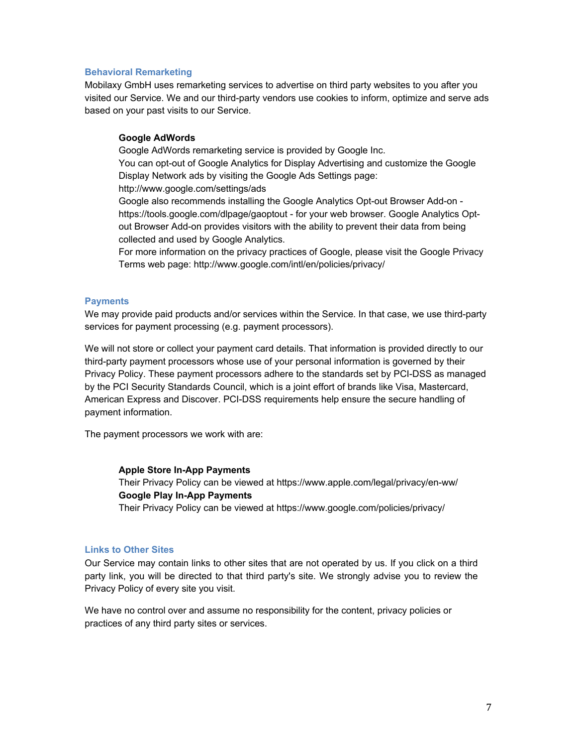### Behavioral Remarketing

Mobilaxy GmbH uses remarketing services to advertise on third party websites to you after you visited our Service. We and our third-party vendors use cookies to inform, optimize and serve ads based on your past visits to our Service.

**Google AdWords**
Google AdWords remarketing service is provided by Google Inc.
You can opt-out of Google Analytics for Display Advertising and customize the Google Display Network ads by visiting the Google Ads Settings page: http://www.google.com/settings/ads
Google also recommends installing the Google Analytics Opt-out Browser Add-on - https://tools.google.com/dlpage/gaoptout - for your web browser. Google Analytics Opt-out Browser Add-on provides visitors with the ability to prevent their data from being collected and used by Google Analytics.
For more information on the privacy practices of Google, please visit the Google Privacy Terms web page: http://www.google.com/intl/en/policies/privacy/

### Payments

We may provide paid products and/or services within the Service. In that case, we use third-party services for payment processing (e.g. payment processors).

We will not store or collect your payment card details. That information is provided directly to our third-party payment processors whose use of your personal information is governed by their Privacy Policy. These payment processors adhere to the standards set by PCI-DSS as managed by the PCI Security Standards Council, which is a joint effort of brands like Visa, Mastercard, American Express and Discover. PCI-DSS requirements help ensure the secure handling of payment information.

The payment processors we work with are:

**Apple Store In-App Payments**
Their Privacy Policy can be viewed at https://www.apple.com/legal/privacy/en-ww/
**Google Play In-App Payments**
Their Privacy Policy can be viewed at https://www.google.com/policies/privacy/

### Links to Other Sites

Our Service may contain links to other sites that are not operated by us. If you click on a third party link, you will be directed to that third party's site. We strongly advise you to review the Privacy Policy of every site you visit.

We have no control over and assume no responsibility for the content, privacy policies or practices of any third party sites or services.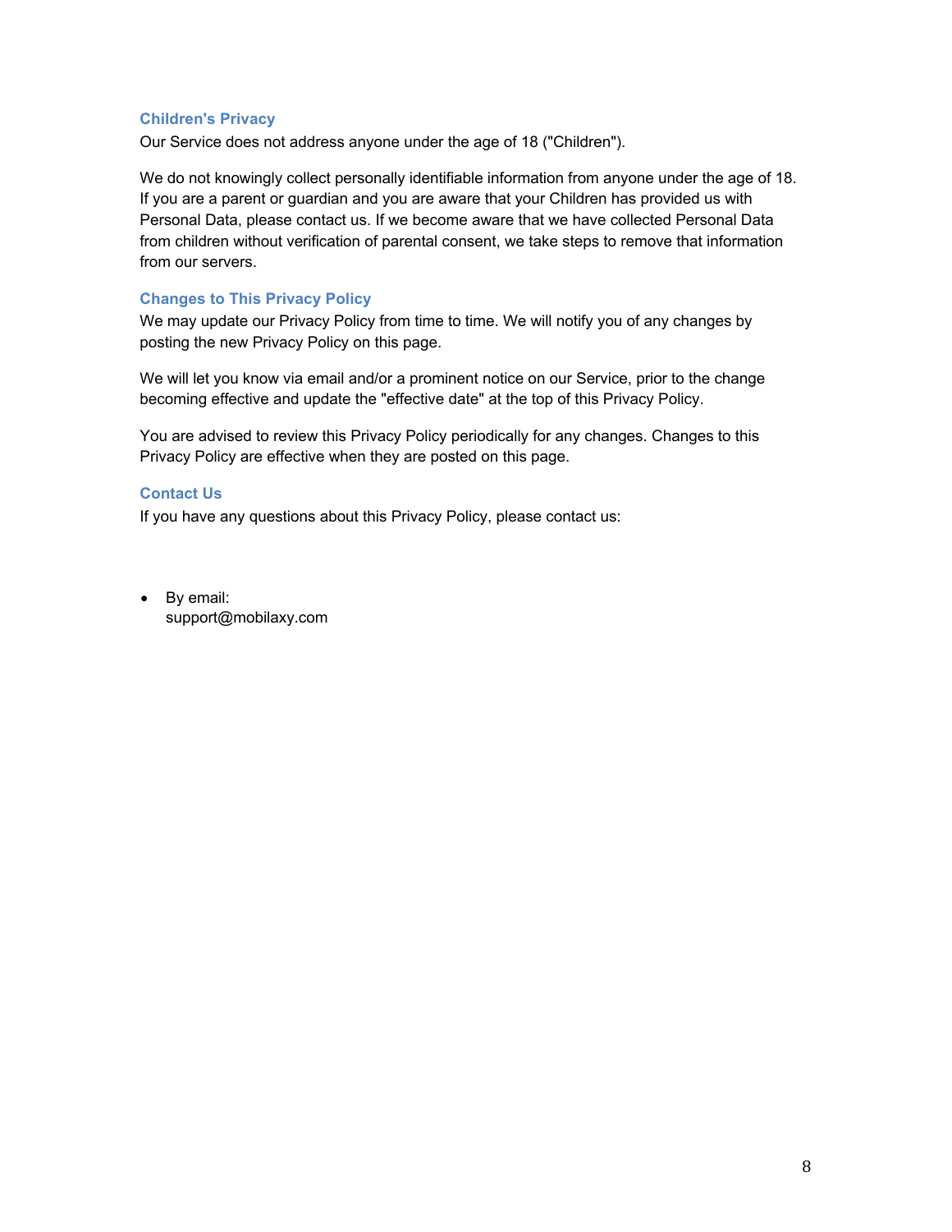### Children's Privacy

Our Service does not address anyone under the age of 18 ("Children").

We do not knowingly collect personally identifiable information from anyone under the age of 18. If you are a parent or guardian and you are aware that your Children has provided us with Personal Data, please contact us. If we become aware that we have collected Personal Data from children without verification of parental consent, we take steps to remove that information from our servers.

### Changes to This Privacy Policy

We may update our Privacy Policy from time to time. We will notify you of any changes by posting the new Privacy Policy on this page.

We will let you know via email and/or a prominent notice on our Service, prior to the change becoming effective and update the "effective date" at the top of this Privacy Policy.

You are advised to review this Privacy Policy periodically for any changes. Changes to this Privacy Policy are effective when they are posted on this page.

### Contact Us

If you have any questions about this Privacy Policy, please contact us:

- By email:
  support@mobilaxy.com